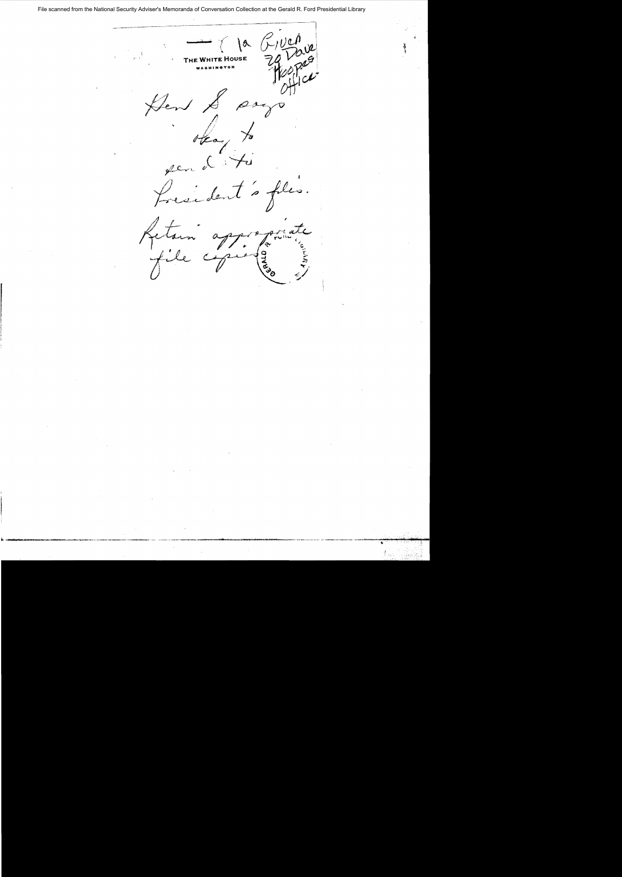File scanned from the National Security Adviser's Memoranda of Conversation Collection at the Gerald R. Ford Presidential Library

THE WHITE HOUSE

WASHINGTON

— ( 1a Given to Dave Hoopes Office

Gen S says okay to send to President's files.

Retain appropriate file copies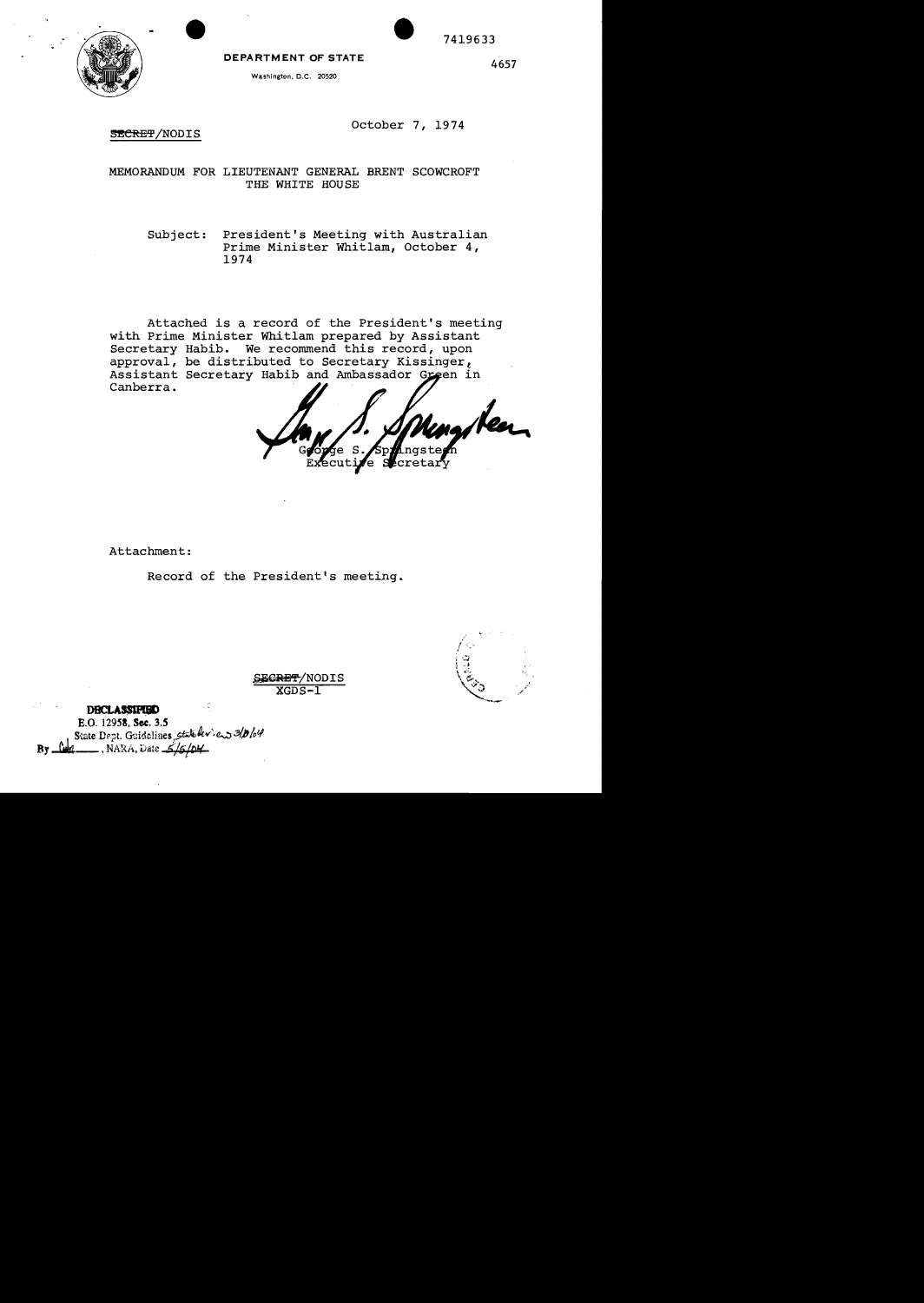7419633

**DEPARTMENT OF STATE**

Washington, D.C. 20520

4657

~~SECRET~~/NODIS

October 7, 1974

MEMORANDUM FOR LIEUTENANT GENERAL BRENT SCOWCROFT
THE WHITE HOUSE

Subject: President's Meeting with Australian Prime Minister Whitlam, October 4, 1974

Attached is a record of the President's meeting with Prime Minister Whitlam prepared by Assistant Secretary Habib. We recommend this record, upon approval, be distributed to Secretary Kissinger, Assistant Secretary Habib and Ambassador Green in Canberra.

George S. Springsteen
Executive Secretary

Attachment:

Record of the President's meeting.

~~SECRET~~/NODIS
XGDS-1

**DECLASSIFIED**
E.O. 12958, Sec. 3.5
State Dept. Guidelines, state review 3/10/04
By ___, NARA, Date 5/5/04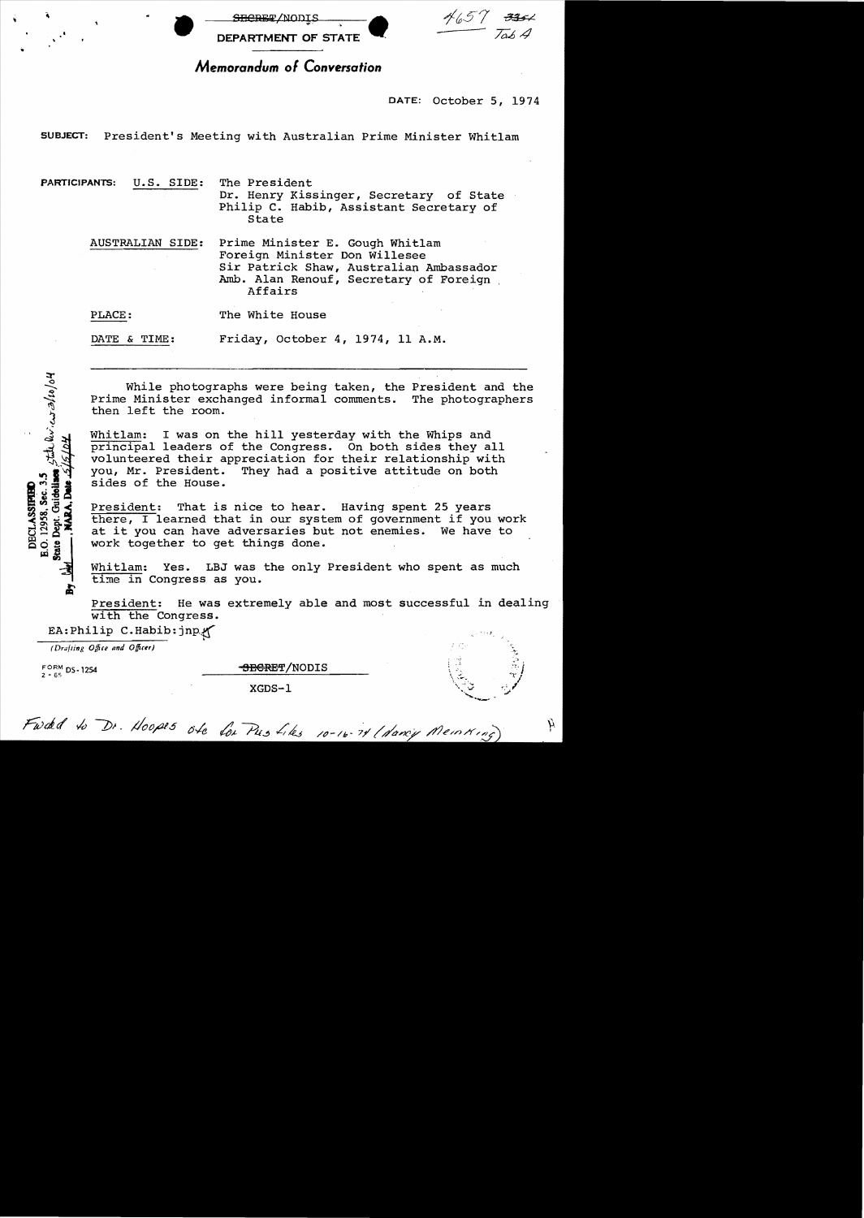SECRET/NODIS

DEPARTMENT OF STATE

4657 ~~3354~~
Tab A

## *Memorandum of Conversation*

DATE: October 5, 1974

**SUBJECT:** President's Meeting with Australian Prime Minister Whitlam

**PARTICIPANTS:** U.S. SIDE: The President
Dr. Henry Kissinger, Secretary of State
Philip C. Habib, Assistant Secretary of State

AUSTRALIAN SIDE: Prime Minister E. Gough Whitlam
Foreign Minister Don Willesee
Sir Patrick Shaw, Australian Ambassador
Amb. Alan Renouf, Secretary of Foreign Affairs

PLACE: The White House

DATE & TIME: Friday, October 4, 1974, 11 A.M.

DECLASSIFIED
E.O. 12958, Sec. 3.5
State Dept. Guidelines, State review 3/10/04
By ___, NARA, Date 5/6/04

While photographs were being taken, the President and the Prime Minister exchanged informal comments. The photographers then left the room.

Whitlam: I was on the hill yesterday with the Whips and principal leaders of the Congress. On both sides they all volunteered their appreciation for their relationship with you, Mr. President. They had a positive attitude on both sides of the House.

President: That is nice to hear. Having spent 25 years there, I learned that in our system of government if you work at it you can have adversaries but not enemies. We have to work together to get things done.

Whitlam: Yes. LBJ was the only President who spent as much time in Congress as you.

President: He was extremely able and most successful in dealing with the Congress.

EA:Philip C.Habib:jnp

*(Drafting Office and Officer)*

FORM DS-1254
2-65

SECRET/NODIS

XGDS-1

Fwd'd to Dr. Hoopes ofc for Pres files 10-16-74 (Nancy Meinking)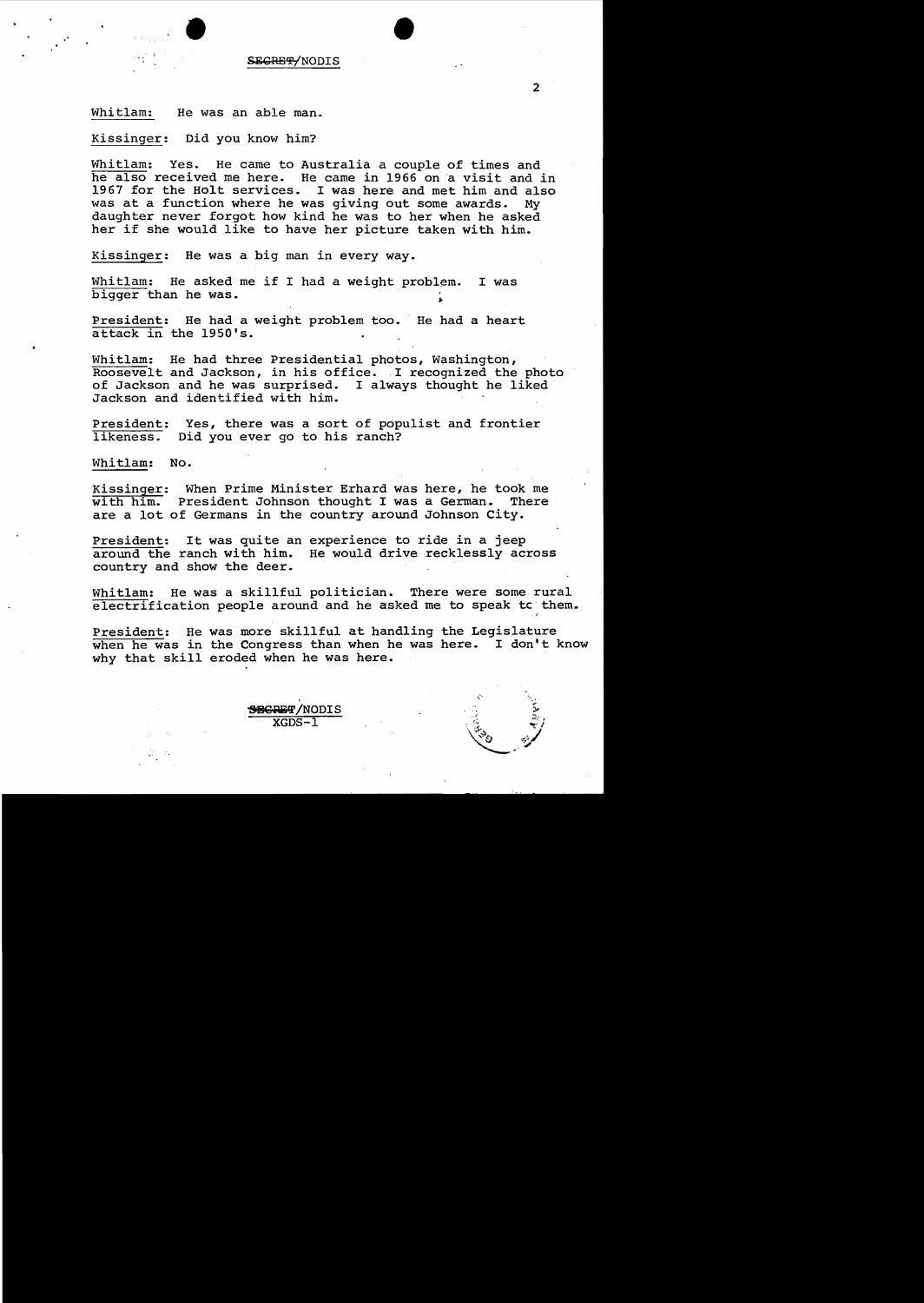Whitlam: He was an able man.

Kissinger: Did you know him?

Whitlam: Yes. He came to Australia a couple of times and he also received me here. He came in 1966 on a visit and in 1967 for the Holt services. I was here and met him and also was at a function where he was giving out some awards. My daughter never forgot how kind he was to her when he asked her if she would like to have her picture taken with him.

Kissinger: He was a big man in every way.

Whitlam: He asked me if I had a weight problem. I was bigger than he was.

President: He had a weight problem too. He had a heart attack in the 1950's.

Whitlam: He had three Presidential photos, Washington, Roosevelt and Jackson, in his office. I recognized the photo of Jackson and he was surprised. I always thought he liked Jackson and identified with him.

President: Yes, there was a sort of populist and frontier likeness. Did you ever go to his ranch?

Whitlam: No.

Kissinger: When Prime Minister Erhard was here, he took me with him. President Johnson thought I was a German. There are a lot of Germans in the country around Johnson City.

President: It was quite an experience to ride in a jeep around the ranch with him. He would drive recklessly across country and show the deer.

Whitlam: He was a skillful politician. There were some rural electrification people around and he asked me to speak to them.

President: He was more skillful at handling the Legislature when he was in the Congress than when he was here. I don't know why that skill eroded when he was here.

~~SECRET~~/NODIS
XGDS-1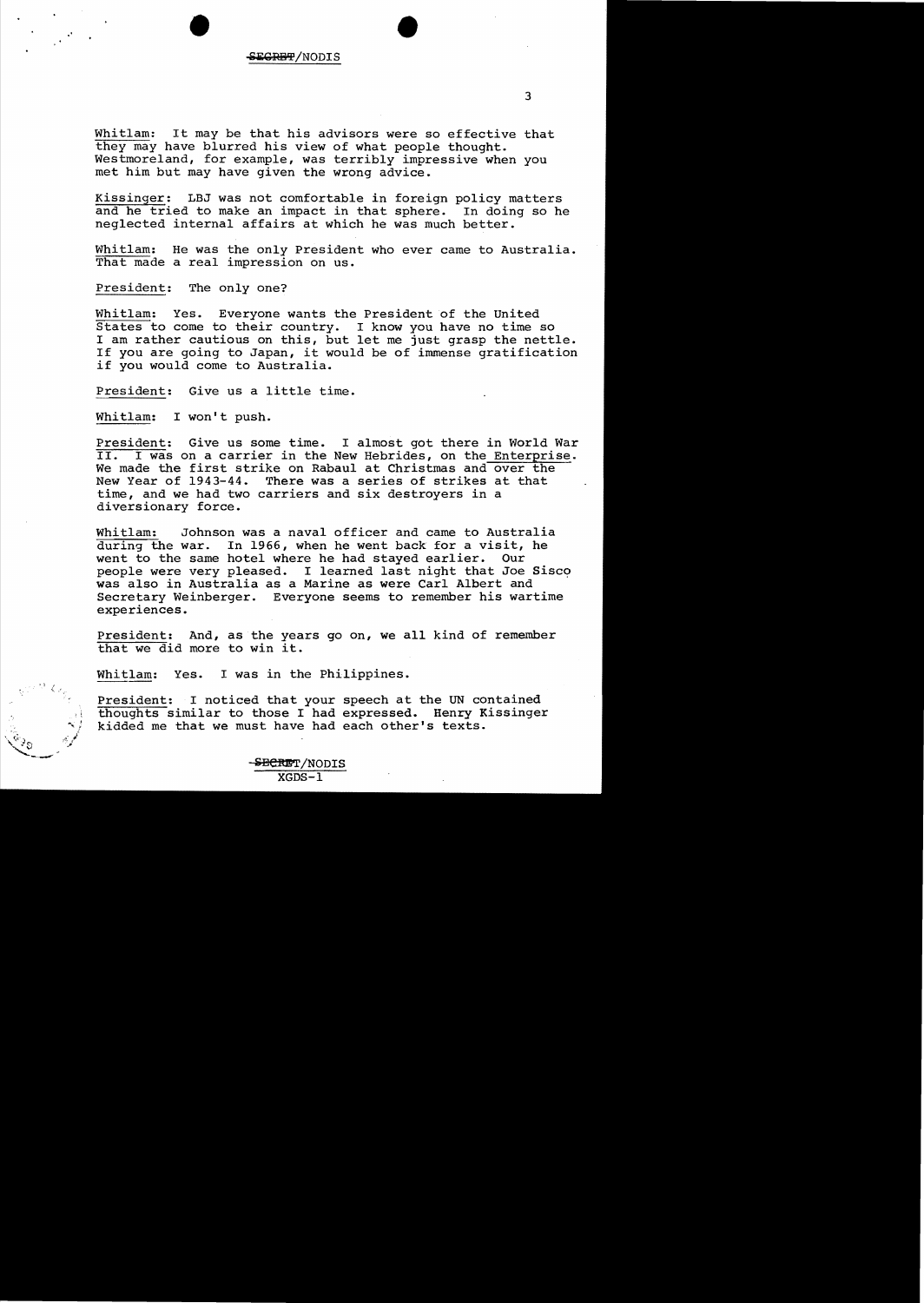Whitlam: It may be that his advisors were so effective that they may have blurred his view of what people thought. Westmoreland, for example, was terribly impressive when you met him but may have given the wrong advice.

Kissinger: LBJ was not comfortable in foreign policy matters and he tried to make an impact in that sphere. In doing so he neglected internal affairs at which he was much better.

Whitlam: He was the only President who ever came to Australia. That made a real impression on us.

President: The only one?

Whitlam: Yes. Everyone wants the President of the United States to come to their country. I know you have no time so I am rather cautious on this, but let me just grasp the nettle. If you are going to Japan, it would be of immense gratification if you would come to Australia.

President: Give us a little time.

Whitlam: I won't push.

President: Give us some time. I almost got there in World War II. I was on a carrier in the New Hebrides, on the Enterprise. We made the first strike on Rabaul at Christmas and over the New Year of 1943-44. There was a series of strikes at that time, and we had two carriers and six destroyers in a diversionary force.

Whitlam: Johnson was a naval officer and came to Australia during the war. In 1966, when he went back for a visit, he went to the same hotel where he had stayed earlier. Our people were very pleased. I learned last night that Joe Sisco was also in Australia as a Marine as were Carl Albert and Secretary Weinberger. Everyone seems to remember his wartime experiences.

President: And, as the years go on, we all kind of remember that we did more to win it.

Whitlam: Yes. I was in the Philippines.

President: I noticed that your speech at the UN contained thoughts similar to those I had expressed. Henry Kissinger kidded me that we must have had each other's texts.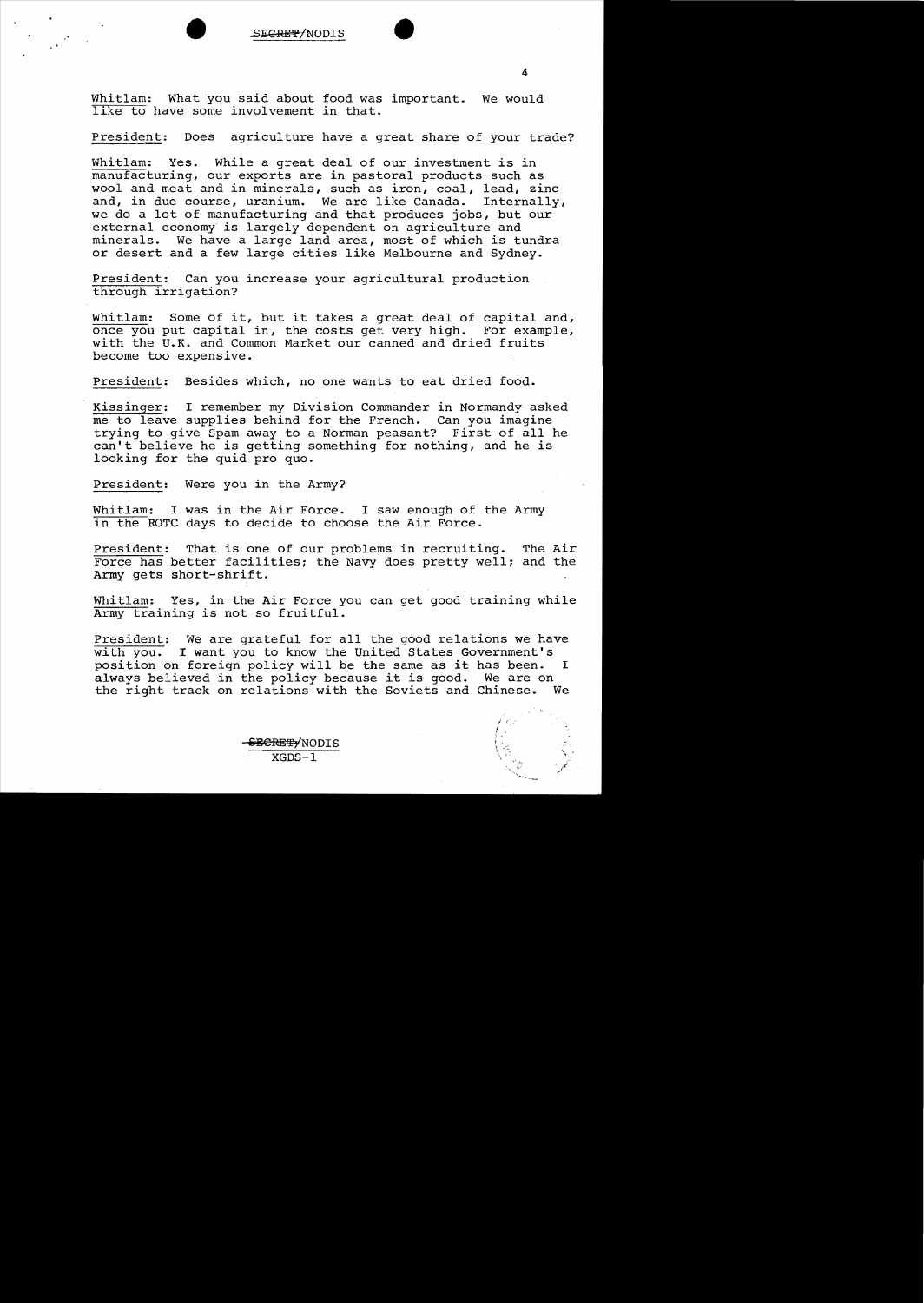Whitlam: What you said about food was important. We would like to have some involvement in that.

President: Does agriculture have a great share of your trade?

Whitlam: Yes. While a great deal of our investment is in manufacturing, our exports are in pastoral products such as wool and meat and in minerals, such as iron, coal, lead, zinc and, in due course, uranium. We are like Canada. Internally, we do a lot of manufacturing and that produces jobs, but our external economy is largely dependent on agriculture and minerals. We have a large land area, most of which is tundra or desert and a few large cities like Melbourne and Sydney.

President: Can you increase your agricultural production through irrigation?

Whitlam: Some of it, but it takes a great deal of capital and, once you put capital in, the costs get very high. For example, with the U.K. and Common Market our canned and dried fruits become too expensive.

President: Besides which, no one wants to eat dried food.

Kissinger: I remember my Division Commander in Normandy asked me to leave supplies behind for the French. Can you imagine trying to give Spam away to a Norman peasant? First of all he can't believe he is getting something for nothing, and he is looking for the quid pro quo.

President: Were you in the Army?

Whitlam: I was in the Air Force. I saw enough of the Army in the ROTC days to decide to choose the Air Force.

President: That is one of our problems in recruiting. The Air Force has better facilities; the Navy does pretty well; and the Army gets short-shrift.

Whitlam: Yes, in the Air Force you can get good training while Army training is not so fruitful.

President: We are grateful for all the good relations we have with you. I want you to know the United States Government's position on foreign policy will be the same as it has been. I always believed in the policy because it is good. We are on the right track on relations with the Soviets and Chinese. We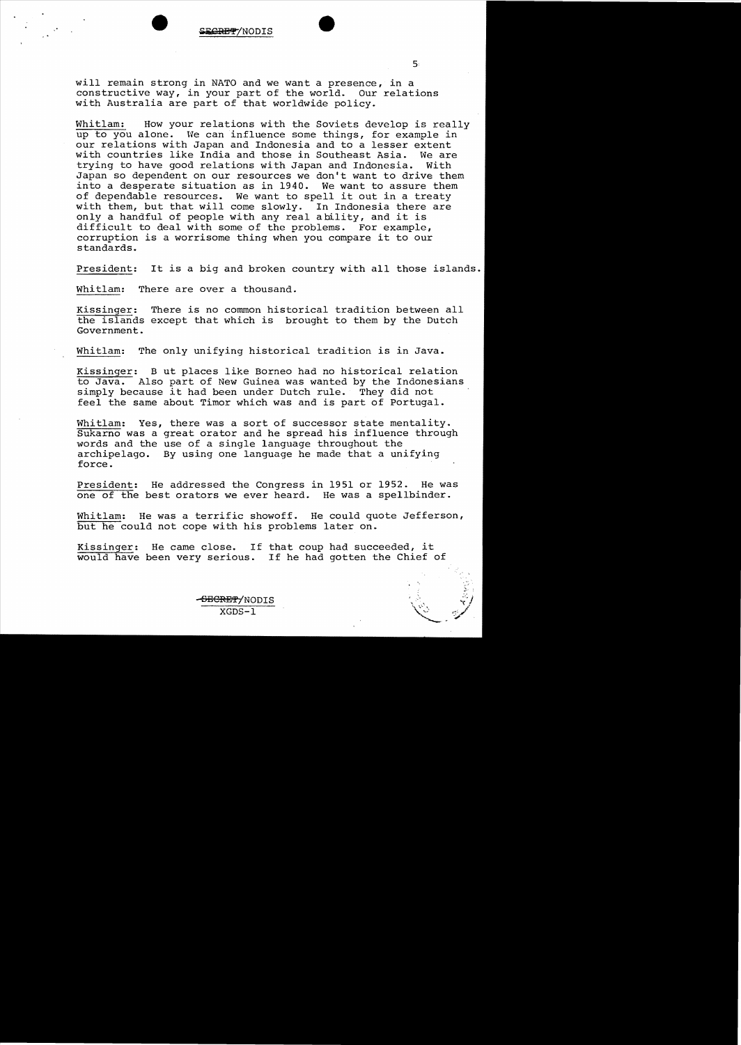will remain strong in NATO and we want a presence, in a constructive way, in your part of the world. Our relations with Australia are part of that worldwide policy.

Whitlam: How your relations with the Soviets develop is really up to you alone. We can influence some things, for example in our relations with Japan and Indonesia and to a lesser extent with countries like India and those in Southeast Asia. We are trying to have good relations with Japan and Indonesia. With Japan so dependent on our resources we don't want to drive them into a desperate situation as in 1940. We want to assure them of dependable resources. We want to spell it out in a treaty with them, but that will come slowly. In Indonesia there are only a handful of people with any real ability, and it is difficult to deal with some of the problems. For example, corruption is a worrisome thing when you compare it to our standards.

President: It is a big and broken country with all those islands.

Whitlam: There are over a thousand.

Kissinger: There is no common historical tradition between all the islands except that which is brought to them by the Dutch Government.

Whitlam: The only unifying historical tradition is in Java.

Kissinger: B ut places like Borneo had no historical relation to Java. Also part of New Guinea was wanted by the Indonesians simply because it had been under Dutch rule. They did not feel the same about Timor which was and is part of Portugal.

Whitlam: Yes, there was a sort of successor state mentality. Sukarno was a great orator and he spread his influence through words and the use of a single language throughout the archipelago. By using one language he made that a unifying force.

President: He addressed the Congress in 1951 or 1952. He was one of the best orators we ever heard. He was a spellbinder.

Whitlam: He was a terrific showoff. He could quote Jefferson, but he could not cope with his problems later on.

Kissinger: He came close. If that coup had succeeded, it would have been very serious. If he had gotten the Chief of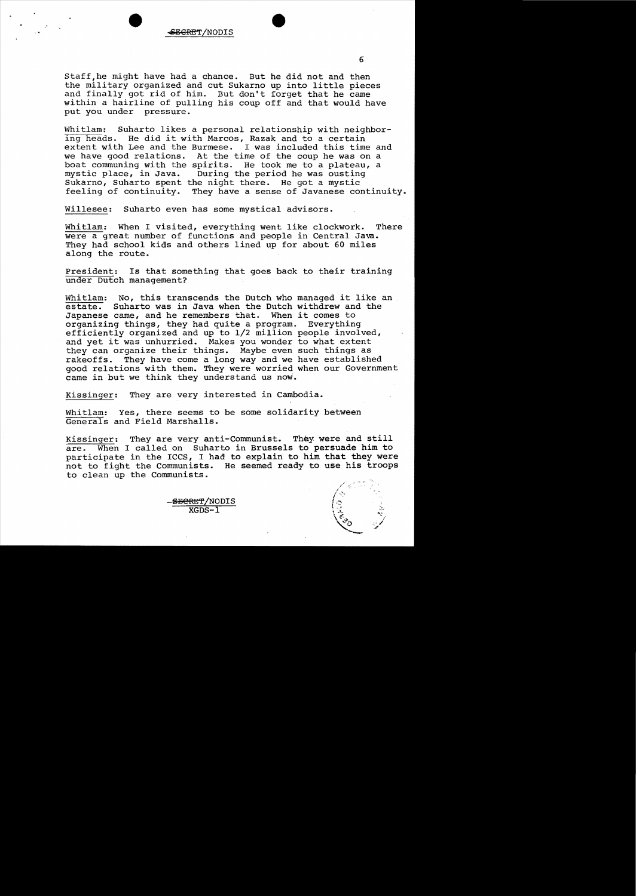Staff, he might have had a chance. But he did not and then the military organized and cut Sukarno up into little pieces and finally got rid of him. But don't forget that he came within a hairline of pulling his coup off and that would have put you under pressure.

Whitlam: Suharto likes a personal relationship with neighboring heads. He did it with Marcos, Razak and to a certain extent with Lee and the Burmese. I was included this time and we have good relations. At the time of the coup he was on a boat communing with the spirits. He took me to a plateau, a mystic place, in Java. During the period he was ousting Sukarno, Suharto spent the night there. He got a mystic feeling of continuity. They have a sense of Javanese continuity.

Willesee: Suharto even has some mystical advisors.

Whitlam: When I visited, everything went like clockwork. There were a great number of functions and people in Central Java. They had school kids and others lined up for about 60 miles along the route.

President: Is that something that goes back to their training under Dutch management?

Whitlam: No, this transcends the Dutch who managed it like an estate. Suharto was in Java when the Dutch withdrew and the Japanese came, and he remembers that. When it comes to organizing things, they had quite a program. Everything efficiently organized and up to 1/2 million people involved, and yet it was unhurried. Makes you wonder to what extent they can organize their things. Maybe even such things as rakeoffs. They have come a long way and we have established good relations with them. They were worried when our Government came in but we think they understand us now.

Kissinger: They are very interested in Cambodia.

Whitlam: Yes, there seems to be some solidarity between Generals and Field Marshalls.

Kissinger: They are very anti-Communist. They were and still are. When I called on Suharto in Brussels to persuade him to participate in the ICCS, I had to explain to him that they were not to fight the Communists. He seemed ready to use his troops to clean up the Communists.

SECRET/NODIS
XGDS-1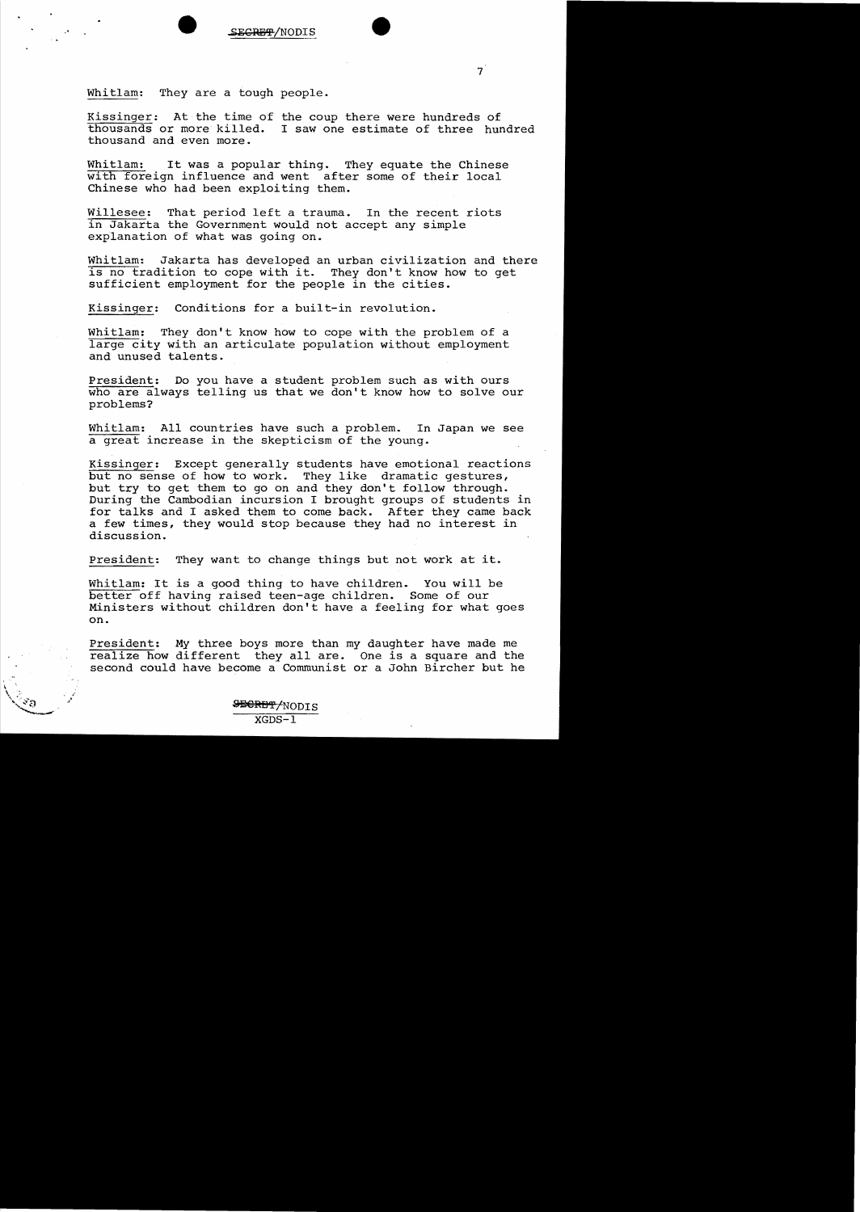Whitlam: They are a tough people.

Kissinger: At the time of the coup there were hundreds of thousands or more killed. I saw one estimate of three hundred thousand and even more.

Whitlam: It was a popular thing. They equate the Chinese with foreign influence and went after some of their local Chinese who had been exploiting them.

Willesee: That period left a trauma. In the recent riots in Jakarta the Government would not accept any simple explanation of what was going on.

Whitlam: Jakarta has developed an urban civilization and there is no tradition to cope with it. They don't know how to get sufficient employment for the people in the cities.

Kissinger: Conditions for a built-in revolution.

Whitlam: They don't know how to cope with the problem of a large city with an articulate population without employment and unused talents.

President: Do you have a student problem such as with ours who are always telling us that we don't know how to solve our problems?

Whitlam: All countries have such a problem. In Japan we see a great increase in the skepticism of the young.

Kissinger: Except generally students have emotional reactions but no sense of how to work. They like dramatic gestures, but try to get them to go on and they don't follow through. During the Cambodian incursion I brought groups of students in for talks and I asked them to come back. After they came back a few times, they would stop because they had no interest in discussion.

President: They want to change things but not work at it.

Whitlam: It is a good thing to have children. You will be better off having raised teen-age children. Some of our Ministers without children don't have a feeling for what goes on.

President: My three boys more than my daughter have made me realize how different they all are. One is a square and the second could have become a Communist or a John Bircher but he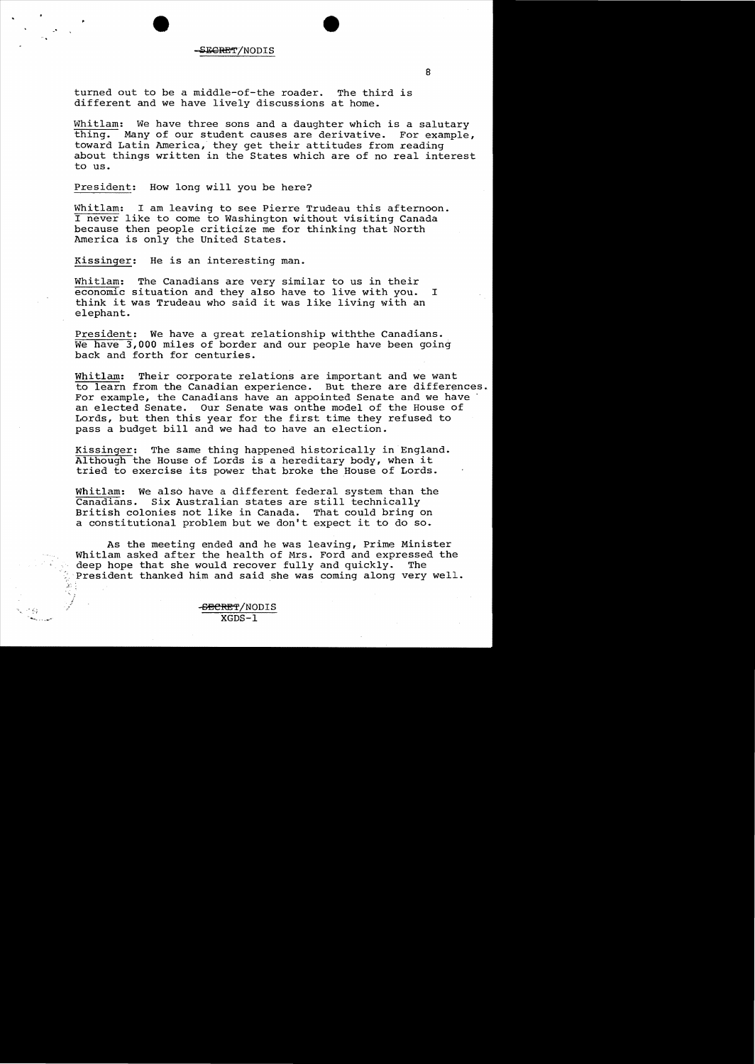turned out to be a middle-of-the roader. The third is different and we have lively discussions at home.

Whitlam: We have three sons and a daughter which is a salutary thing. Many of our student causes are derivative. For example, toward Latin America, they get their attitudes from reading about things written in the States which are of no real interest to us.

President: How long will you be here?

Whitlam: I am leaving to see Pierre Trudeau this afternoon. I never like to come to Washington without visiting Canada because then people criticize me for thinking that North America is only the United States.

Kissinger: He is an interesting man.

Whitlam: The Canadians are very similar to us in their economic situation and they also have to live with you. I think it was Trudeau who said it was like living with an elephant.

President: We have a great relationship withthe Canadians. We have 3,000 miles of border and our people have been going back and forth for centuries.

Whitlam: Their corporate relations are important and we want to learn from the Canadian experience. But there are differences. For example, the Canadians have an appointed Senate and we have an elected Senate. Our Senate was onthe model of the House of Lords, but then this year for the first time they refused to pass a budget bill and we had to have an election.

Kissinger: The same thing happened historically in England. Although the House of Lords is a hereditary body, when it tried to exercise its power that broke the House of Lords.

Whitlam: We also have a different federal system than the Canadians. Six Australian states are still technically British colonies not like in Canada. That could bring on a constitutional problem but we don't expect it to do so.

As the meeting ended and he was leaving, Prime Minister Whitlam asked after the health of Mrs. Ford and expressed the deep hope that she would recover fully and quickly. The President thanked him and said she was coming along very well.

XGDS-1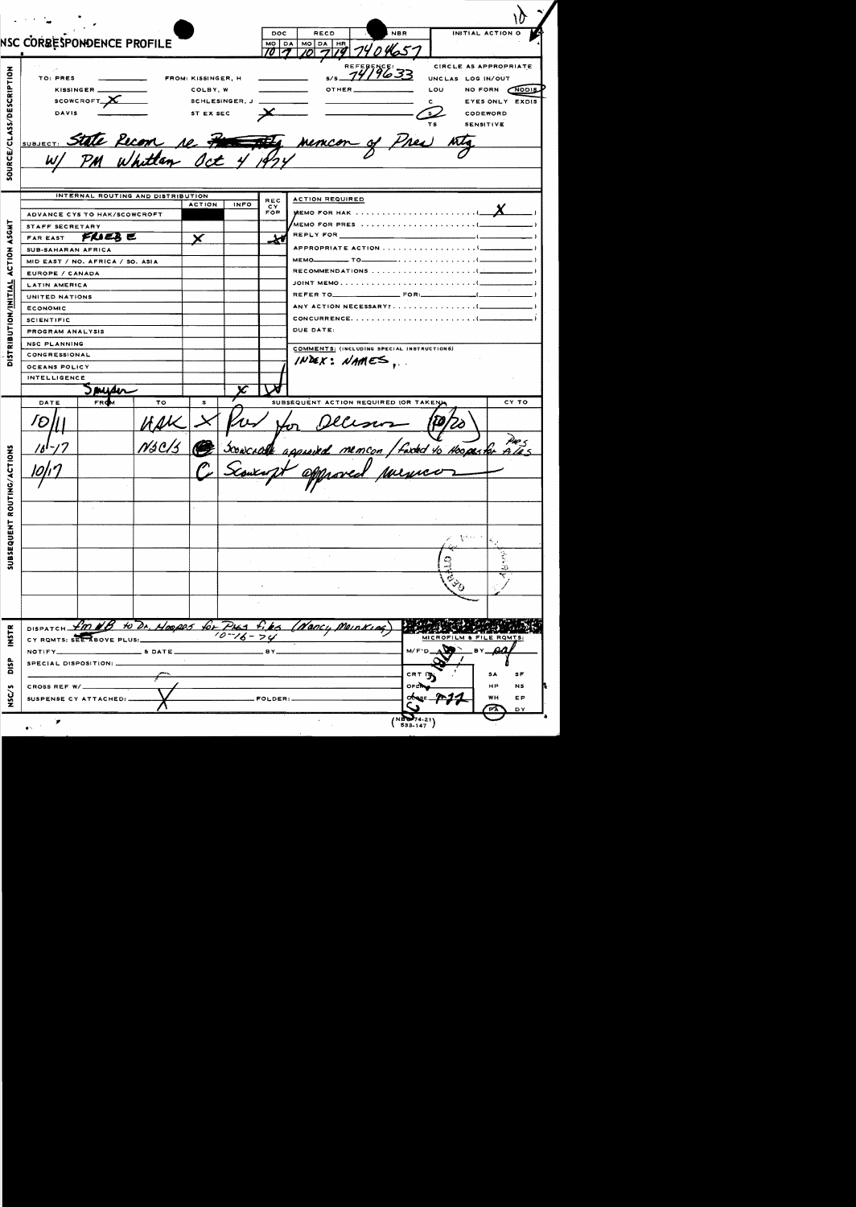# NSC CORRESPONDENCE PROFILE

| DOC | | RECD | | | NBR | INITIAL ACTION O |
|---|---|---|---|---|---|---|
| MO | DA | MO | DA | HR | | |
| 10 | 7 | 10 | 7 | 19 | 7406657 | |

## SOURCE/CLASS/DESCRIPTION

TO: PRES
KISSINGER
SCOWCROFT X
DAVIS

FROM: KISSINGER, H
COLBY, W
SCHLESINGER, J
ST EX SEC X

REFERENCE: S/S 7419633
OTHER

CIRCLE AS APPROPRIATE: UNCLAS LOG IN/OUT, LOU, C, (S), TS, NO FORN, (NODIS), EYES ONLY, EXDIS, CODEWORD, SENSITIVE

SUBJECT: State Recom re ~~Pres Mtg~~ memcon of Pres Mtg w/ PM Whitlam Oct 4 1974

## DISTRIBUTION/INITIAL ACTION ASGMT

| INTERNAL ROUTING AND DISTRIBUTION | ACTION | INFO | REC CY FOR |
|---|---|---|---|
| ADVANCE CYS TO HAK/SCOWCROFT | | | |
| STAFF SECRETARY | | | |
| FAR EAST FROEBE | X | | X |
| SUB-SAHARAN AFRICA | | | |
| MID EAST / NO. AFRICA / SO. ASIA | | | |
| EUROPE / CANADA | | | |
| LATIN AMERICA | | | |
| UNITED NATIONS | | | |
| ECONOMIC | | | |
| SCIENTIFIC | | | |
| PROGRAM ANALYSIS | | | |
| NSC PLANNING | | | |
| CONGRESSIONAL | | | |
| OCEANS POLICY | | | |
| INTELLIGENCE | | | |
| Snyder | | X | ✓ |

ACTION REQUIRED
MEMO FOR HAK ........ ( X )
MEMO FOR PRES ........ ( )
REPLY FOR ........ ( )
APPROPRIATE ACTION ........ ( )
MEMO ___ TO ___ ........ ( )
RECOMMENDATIONS ........ ( )
JOINT MEMO ........ ( )
REFER TO ___ FOR: ___ ( )
ANY ACTION NECESSARY? ........ ( )
CONCURRENCE ........ ( )
DUE DATE:

COMMENTS: (INCLUDING SPECIAL INSTRUCTIONS)
INDEX: NAMES

## SUBSEQUENT ROUTING/ACTIONS

| DATE | FROM | TO | S | SUBSEQUENT ACTION REQUIRED (OR TAKEN) | CY TO |
|---|---|---|---|---|---|
| 10/11 | | HAK | X | Fwd for decision (10/20) | |
| 10-17 | | NSC/S | | Scowcroft approved memcon / faxed to Hooper for files | Pres |
| 10/17 | | | C | Scowcroft approved memcon | |

## INSTR

DISPATCH fm WB to Dr. Hooper for Pres files (Nancy Meinking) 10-16-74
CY RQMTS: SEE ABOVE PLUS:

## DISP

NOTIFY ___ & DATE ___ BY ___
SPECIAL DISPOSITION: ___

## NSC/S

CROSS REF W/ ___
SUSPENSE CY ATTACHED: ___ FOLDER: ___

MICROFILM & FILE RQMTS:
M/F'D ___ BY ___
CRT ___
OPEN ___
CLOSE ___

SA SF HP NS WH EP (PA) DY

(NSC 74-21 533-147)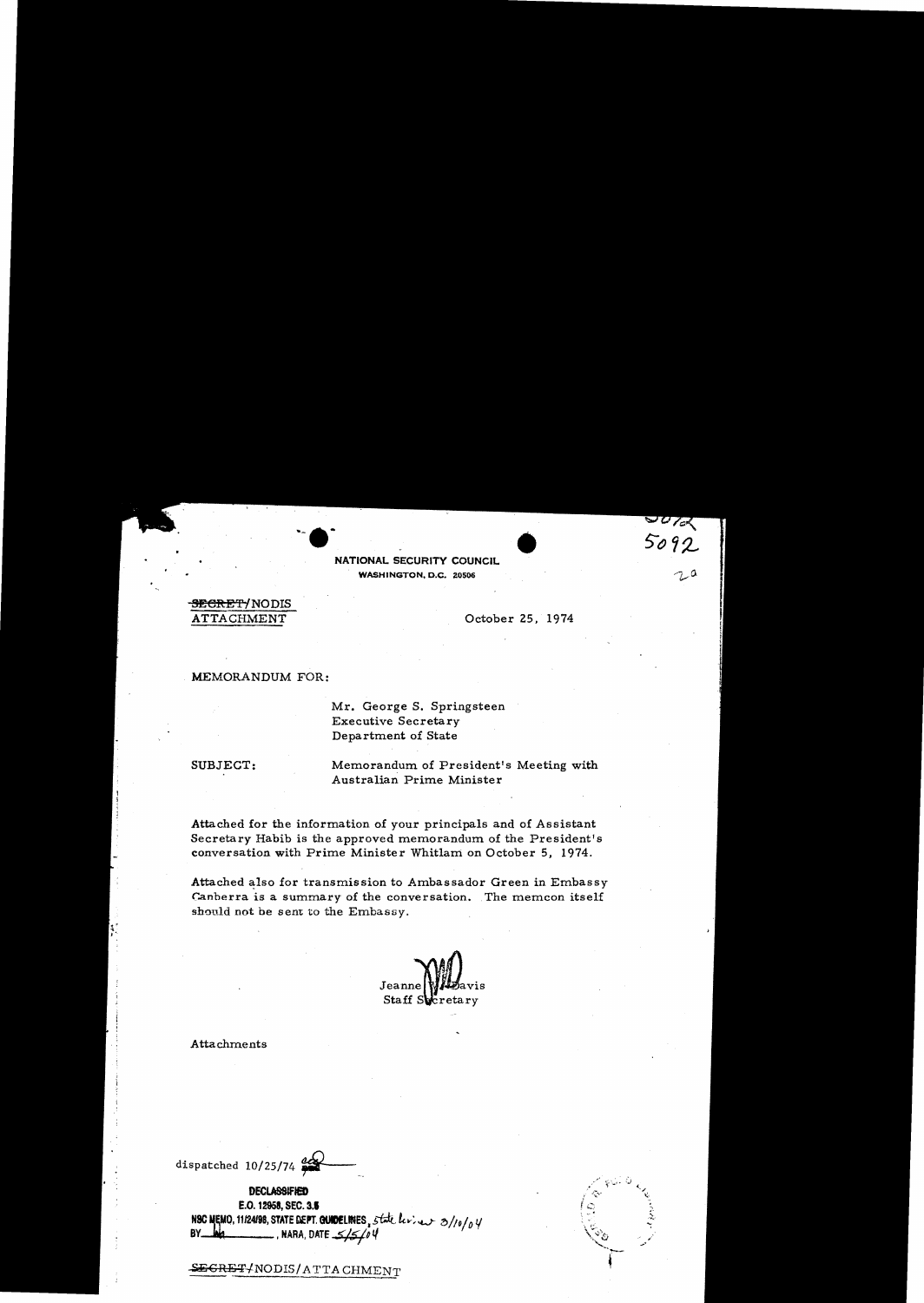NATIONAL SECURITY COUNCIL
WASHINGTON, D.C. 20506

5092

~~SECRET~~/NODIS
ATTACHMENT

October 25, 1974

MEMORANDUM FOR:

Mr. George S. Springsteen
Executive Secretary
Department of State

SUBJECT: Memorandum of President's Meeting with Australian Prime Minister

Attached for the information of your principals and of Assistant Secretary Habib is the approved memorandum of the President's conversation with Prime Minister Whitlam on October 5, 1974.

Attached also for transmission to Ambassador Green in Embassy Canberra is a summary of the conversation. The memcon itself should not be sent to the Embassy.

Jeanne W. Davis
Staff Secretary

Attachments

dispatched 10/25/74

DECLASSIFIED
E.O. 12958, SEC. 3.5
NSC MEMO, 11/24/98, STATE DEPT. GUIDELINES, State levies 3/10/04
BY ___, NARA, DATE 5/5/04

~~SECRET~~/NODIS/ATTACHMENT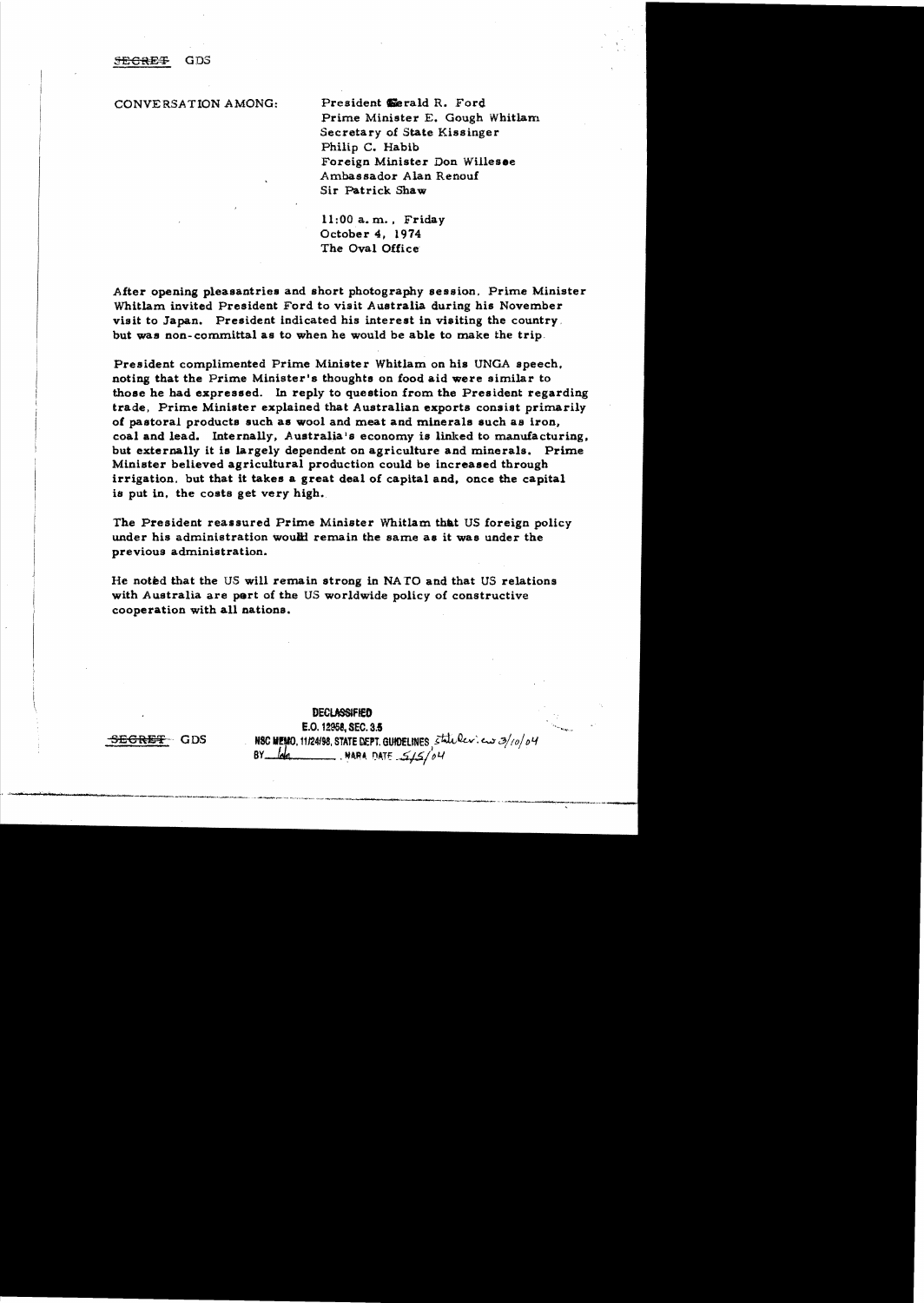~~SECRET~~ GDS

CONVERSATION AMONG: President Gerald R. Ford
Prime Minister E. Gough Whitlam
Secretary of State Kissinger
Philip C. Habib
Foreign Minister Don Willesee
Ambassador Alan Renouf
Sir Patrick Shaw

11:00 a.m., Friday
October 4, 1974
The Oval Office

After opening pleasantries and short photography session, Prime Minister Whitlam invited President Ford to visit Australia during his November visit to Japan. President indicated his interest in visiting the country, but was non-committal as to when he would be able to make the trip.

President complimented Prime Minister Whitlam on his UNGA speech, noting that the Prime Minister's thoughts on food aid were similar to those he had expressed. In reply to question from the President regarding trade, Prime Minister explained that Australian exports consist primarily of pastoral products such as wool and meat and minerals such as iron, coal and lead. Internally, Australia's economy is linked to manufacturing, but externally it is largely dependent on agriculture and minerals. Prime Minister believed agricultural production could be increased through irrigation, but that it takes a great deal of capital and, once the capital is put in, the costs get very high.

The President reassured Prime Minister Whitlam that US foreign policy under his administration would remain the same as it was under the previous administration.

He noted that the US will remain strong in NATO and that US relations with Australia are part of the US worldwide policy of constructive cooperation with all nations.

~~SECRET~~ GDS

DECLASSIFIED
E.O. 12958, SEC. 3.5
NSC MEMO, 11/24/98, STATE DEPT. GUIDELINES, State Rev. 3/10/04
BY lda, NARA DATE 5/5/04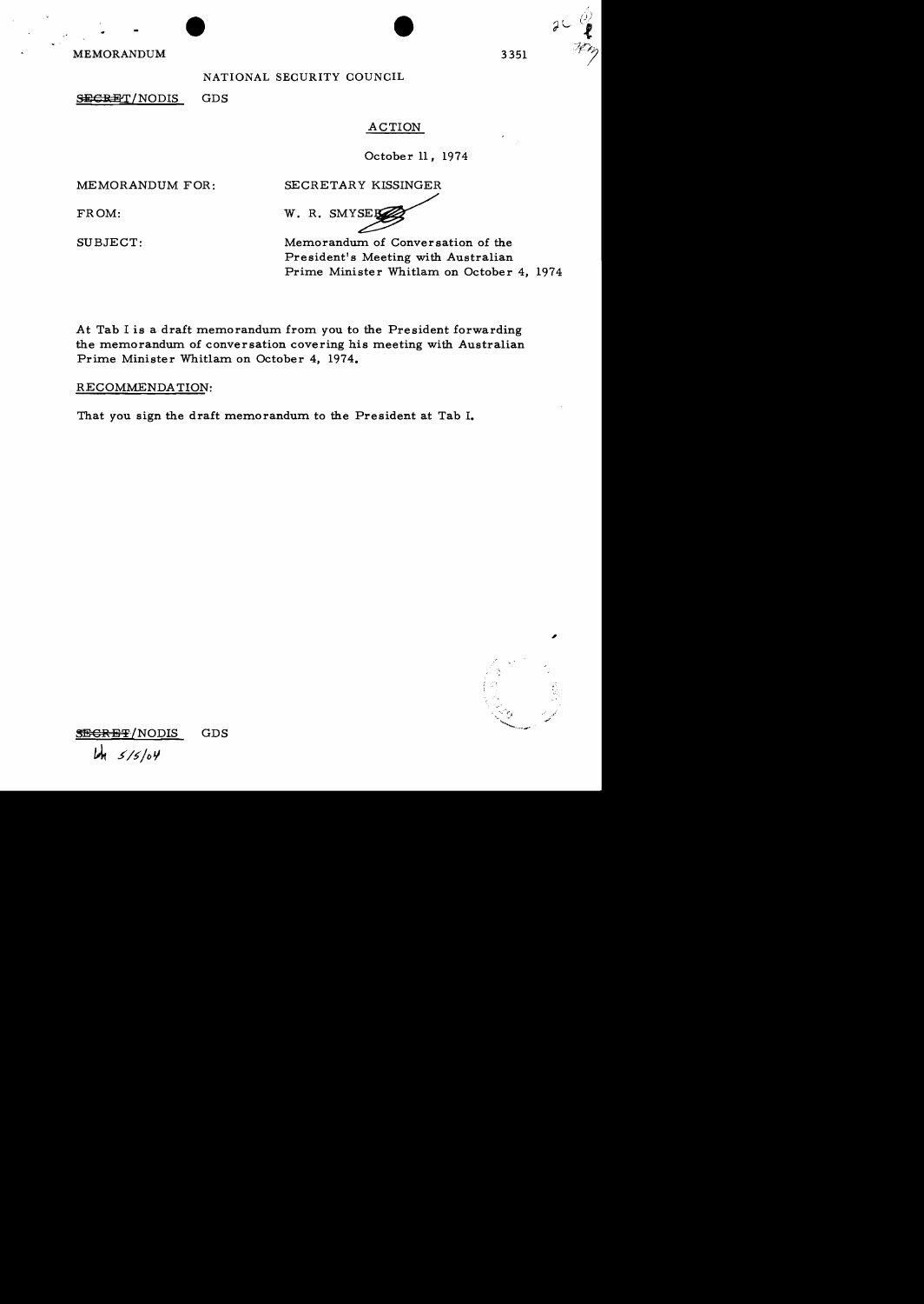MEMORANDUM 3351

NATIONAL SECURITY COUNCIL

~~SECRET~~/NODIS GDS

ACTION

October 11, 1974

MEMORANDUM FOR: SECRETARY KISSINGER

FROM: W. R. SMYSER

SUBJECT: Memorandum of Conversation of the President's Meeting with Australian Prime Minister Whitlam on October 4, 1974

At Tab I is a draft memorandum from you to the President forwarding the memorandum of conversation covering his meeting with Australian Prime Minister Whitlam on October 4, 1974.

RECOMMENDATION:

That you sign the draft memorandum to the President at Tab I.

~~SECRET~~/NODIS GDS

LH 5/5/04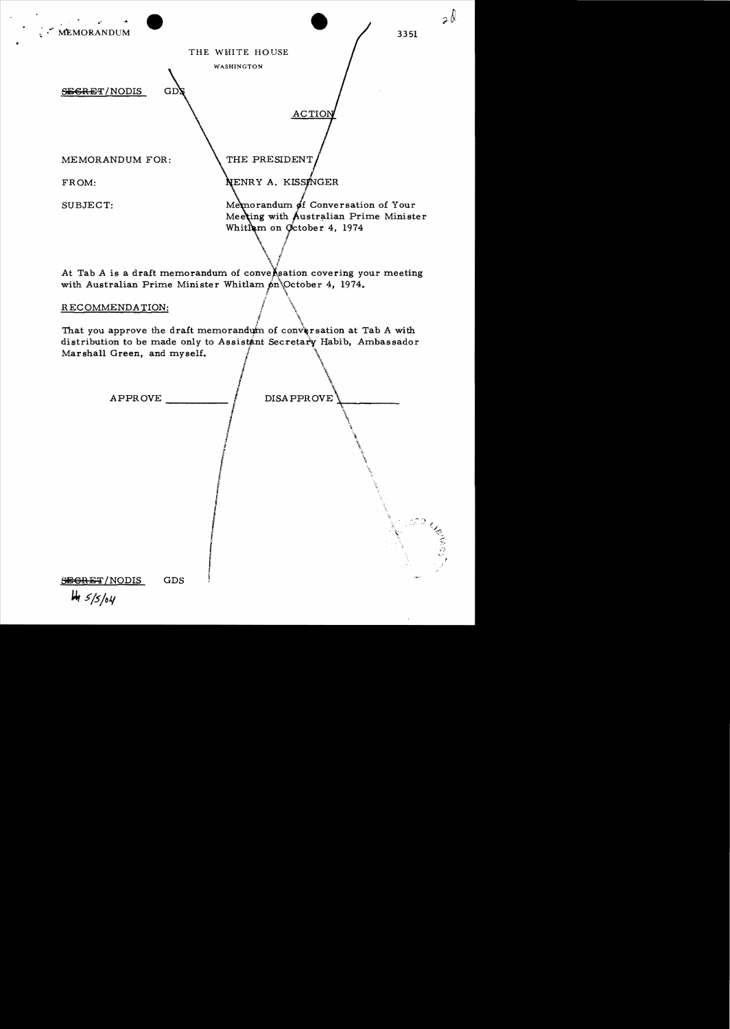MEMORANDUM

3351

THE WHITE HOUSE

WASHINGTON

~~SECRET~~/NODIS GDS

ACTION

MEMORANDUM FOR: THE PRESIDENT

FROM: HENRY A. KISSINGER

SUBJECT: Memorandum of Conversation of Your Meeting with Australian Prime Minister Whitlam on October 4, 1974

At Tab A is a draft memorandum of conversation covering your meeting with Australian Prime Minister Whitlam on October 4, 1974.

RECOMMENDATION:

That you approve the draft memorandum of conversation at Tab A with distribution to be made only to Assistant Secretary Habib, Ambassador Marshall Green, and myself.

APPROVE \_\_\_\_\_\_\_\_\_\_ DISAPPROVE \_\_\_\_\_\_\_\_\_\_

~~SECRET~~/NODIS GDS

lh 5/5/04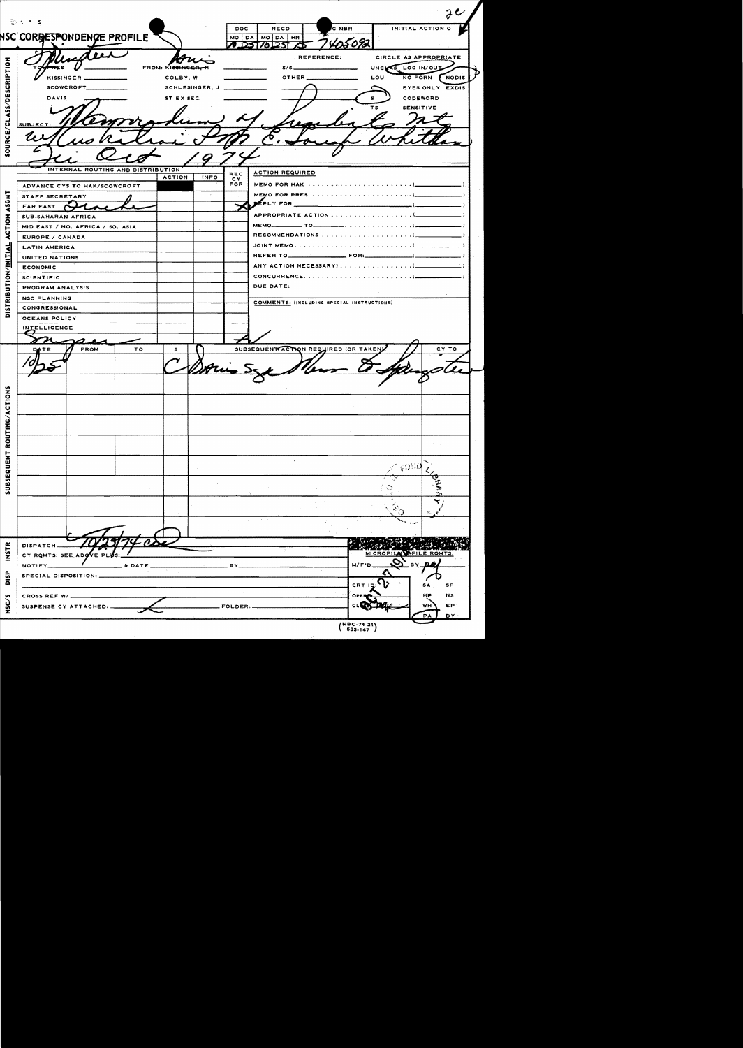2e

# NSC CORRESPONDENCE PROFILE

| DOC | | RECD | | | LOG NBR | INITIAL ACTION O |
|---|---|---|---|---|---|---|
| MO | DA | MO | DA | HR | | |
| 10 | 25 | 10 | 25 | 15 | 7405082 | |

**SOURCE/CLASS/DESCRIPTION**

TO: PRES / Springsteen

FROM: KISSINGER, H / Davis

KISSINGER ______ COLBY, W ______

SCOWCROFT ______ SCHLESINGER, J ______

DAVIS ______ ST EX SEC ______

S/S ______

OTHER ______

REFERENCE:

CIRCLE AS APPROPRIATE: UNCLAS LOG IN/OUT; LOU NO FORN NODIS; C EYES ONLY EXDIS; S CODEWORD; TS SENSITIVE

SUBJECT: Memorandum of Presidents mtg w/ Australian PM E. Gough Whitlam 7 Oct 1974

| INTERNAL ROUTING AND DISTRIBUTION | ACTION | INFO | REC CY FOR |
|---|---|---|---|
| ADVANCE CYS TO HAK/SCOWCROFT | | | |
| STAFF SECRETARY | | | |
| FAR EAST Grants | | | X |
| SUB-SAHARAN AFRICA | | | |
| MID EAST / NO. AFRICA / SO. ASIA | | | |
| EUROPE / CANADA | | | |
| LATIN AMERICA | | | |
| UNITED NATIONS | | | |
| ECONOMIC | | | |
| SCIENTIFIC | | | |
| PROGRAM ANALYSIS | | | |
| NSC PLANNING | | | |
| CONGRESSIONAL | | | |
| OCEANS POLICY | | | |
| INTELLIGENCE | | | |
| Morgan | | | |

ACTION REQUIRED

MEMO FOR HAK ......(______)

MEMO FOR PRES ......(______)

REPLY FOR ______ (______)

APPROPRIATE ACTION ......(______)

MEMO ______ TO ______ (______)

RECOMMENDATIONS ......(______)

JOINT MEMO ......(______)

REFER TO ______ FOR: ______ (______)

ANY ACTION NECESSARY? ......(______)

CONCURRENCE ......(______)

DUE DATE:

COMMENTS: (INCLUDING SPECIAL INSTRUCTIONS)

**SUBSEQUENT ROUTING/ACTIONS**

| DATE | FROM | TO | S | SUBSEQUENT ACTION REQUIRED (OR TAKEN) | CY TO |
|---|---|---|---|---|---|
| 10/25 | | | C | Davis Sgd Memo to Springsteen | |

**NSC/S DISP INSTR**

DISPATCH 10/25/74 ce

CY RQMTS: SEE ABOVE PLUS: ______

NOTIFY ______ & DATE ______ BY ______

SPECIAL DISPOSITION: ______

CROSS REF W/ ______

SUSPENSE CY ATTACHED: ______ FOLDER: ______

MICROFILM & FILE RQMTS: M/F'D OCT 27 1974 BY pal

CRT ID: ______ OPEN ______ CL ______

SA SF HP NS WH EP PA DY

(NSC-74-21)